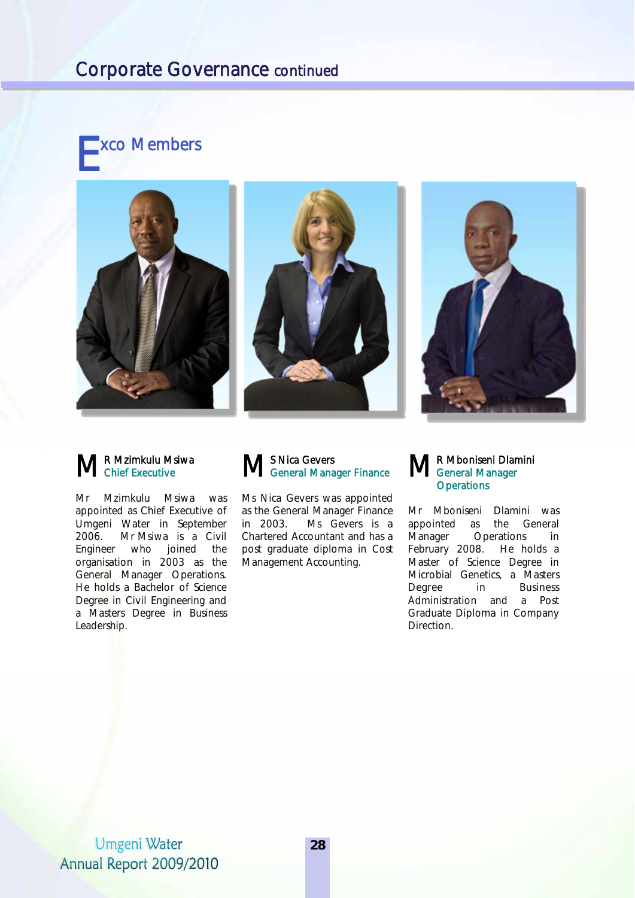# Corporate Governance continued

## Exco Members

### Mr Mzimkulu Msiwa
**Chief Executive**

Mr Mzimkulu Msiwa was appointed as Chief Executive of Umgeni Water in September 2006. Mr Msiwa is a Civil Engineer who joined the organisation in 2003 as the General Manager Operations. He holds a Bachelor of Science Degree in Civil Engineering and a Masters Degree in Business Leadership.

### Ms Nica Gevers
**General Manager Finance**

Ms Nica Gevers was appointed as the General Manager Finance in 2003. Ms Gevers is a Chartered Accountant and has a post graduate diploma in Cost Management Accounting.

### Mr Mboniseni Dlamini
**General Manager Operations**

Mr Mboniseni Dlamini was appointed as the General Manager Operations in February 2008. He holds a Master of Science Degree in Microbial Genetics, a Masters Degree in Business Administration and a Post Graduate Diploma in Company Direction.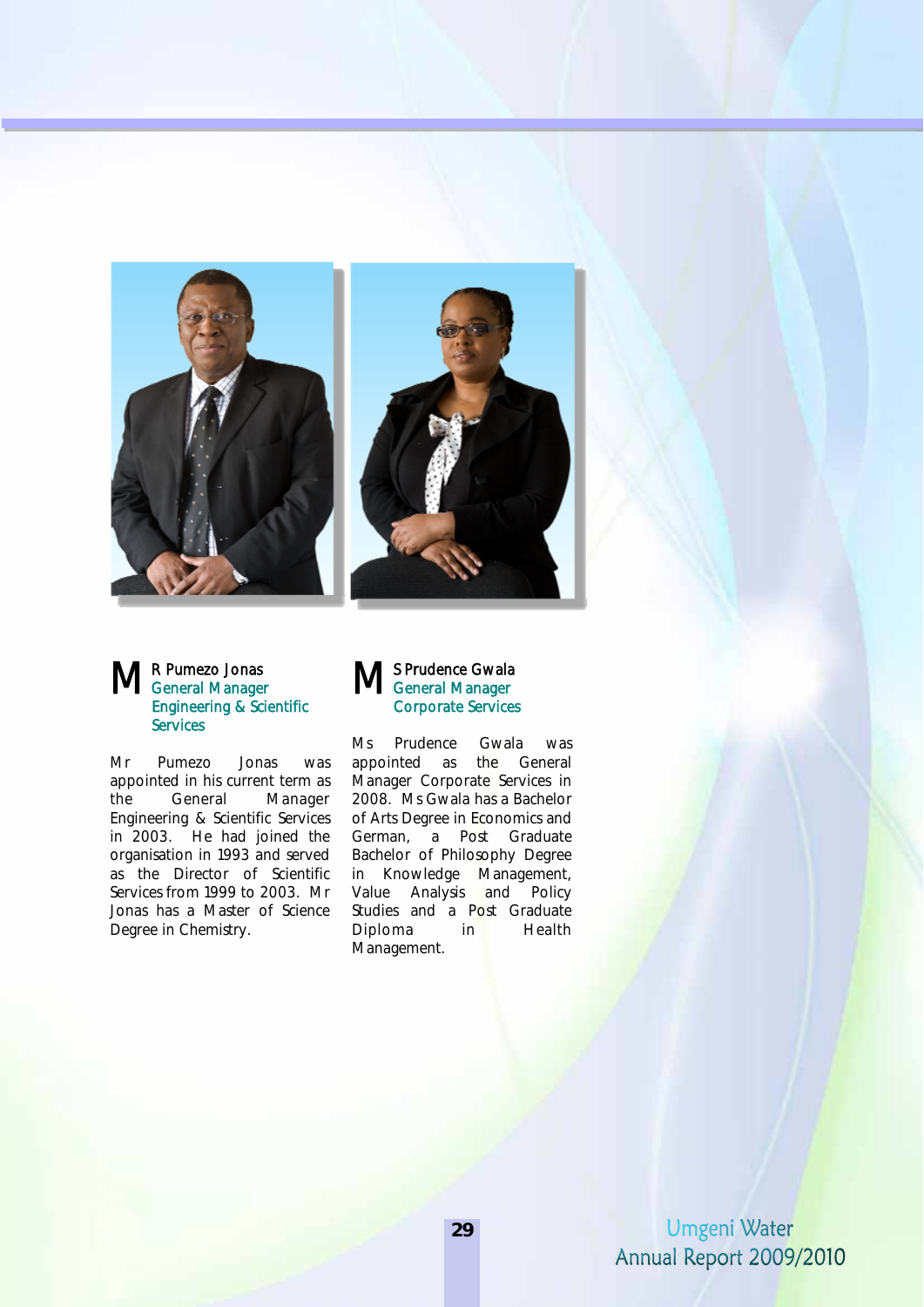### Mr Pumezo Jonas
**General Manager Engineering & Scientific Services**

Mr Pumezo Jonas was appointed in his current term as the General Manager Engineering & Scientific Services in 2003. He had joined the organisation in 1993 and served as the Director of Scientific Services from 1999 to 2003. Mr Jonas has a Master of Science Degree in Chemistry.

### Ms Prudence Gwala
**General Manager Corporate Services**

Ms Prudence Gwala was appointed as the General Manager Corporate Services in 2008. Ms Gwala has a Bachelor of Arts Degree in Economics and German, a Post Graduate Bachelor of Philosophy Degree in Knowledge Management, Value Analysis and Policy Studies and a Post Graduate Diploma in Health Management.